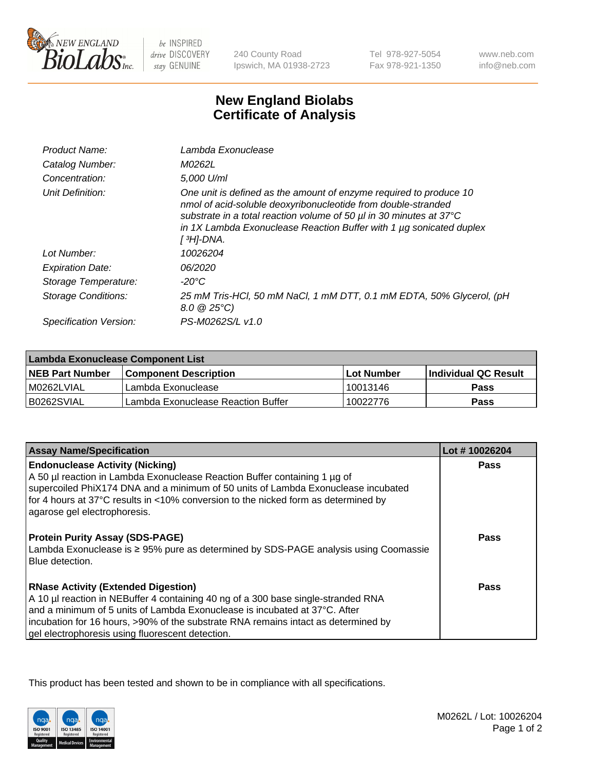New England Biolabs Inc. — be INSPIRED drive DISCOVERY stay GENUINE

240 County Road
Ipswich, MA 01938-2723

Tel 978-927-5054
Fax 978-921-1350

www.neb.com
info@neb.com

# New England Biolabs Certificate of Analysis

| | |
|---|---|
| *Product Name:* | *Lambda Exonuclease* |
| *Catalog Number:* | *M0262L* |
| *Concentration:* | *5,000 U/ml* |
| *Unit Definition:* | *One unit is defined as the amount of enzyme required to produce 10 nmol of acid-soluble deoxyribonucleotide from double-stranded substrate in a total reaction volume of 50 µl in 30 minutes at 37°C in 1X Lambda Exonuclease Reaction Buffer with 1 µg sonicated duplex [ $^3$H]-DNA.* |
| *Lot Number:* | *10026204* |
| *Expiration Date:* | *06/2020* |
| *Storage Temperature:* | *-20°C* |
| *Storage Conditions:* | *25 mM Tris-HCl, 50 mM NaCl, 1 mM DTT, 0.1 mM EDTA, 50% Glycerol, (pH 8.0 @ 25°C)* |
| *Specification Version:* | *PS-M0262S/L v1.0* |

| Lambda Exonuclease Component List | | | |
|---|---|---|---|
| **NEB Part Number** | **Component Description** | **Lot Number** | **Individual QC Result** |
| M0262LVIAL | Lambda Exonuclease | 10013146 | **Pass** |
| B0262SVIAL | Lambda Exonuclease Reaction Buffer | 10022776 | **Pass** |

| Assay Name/Specification | Lot # 10026204 |
|---|---|
| **Endonuclease Activity (Nicking)**<br>A 50 µl reaction in Lambda Exonuclease Reaction Buffer containing 1 µg of supercoiled PhiX174 DNA and a minimum of 50 units of Lambda Exonuclease incubated for 4 hours at 37°C results in <10% conversion to the nicked form as determined by agarose gel electrophoresis. | **Pass** |
| **Protein Purity Assay (SDS-PAGE)**<br>Lambda Exonuclease is ≥ 95% pure as determined by SDS-PAGE analysis using Coomassie Blue detection. | **Pass** |
| **RNase Activity (Extended Digestion)**<br>A 10 µl reaction in NEBuffer 4 containing 40 ng of a 300 base single-stranded RNA and a minimum of 5 units of Lambda Exonuclease is incubated at 37°C. After incubation for 16 hours, >90% of the substrate RNA remains intact as determined by gel electrophoresis using fluorescent detection. | **Pass** |

This product has been tested and shown to be in compliance with all specifications.

M0262L / Lot: 10026204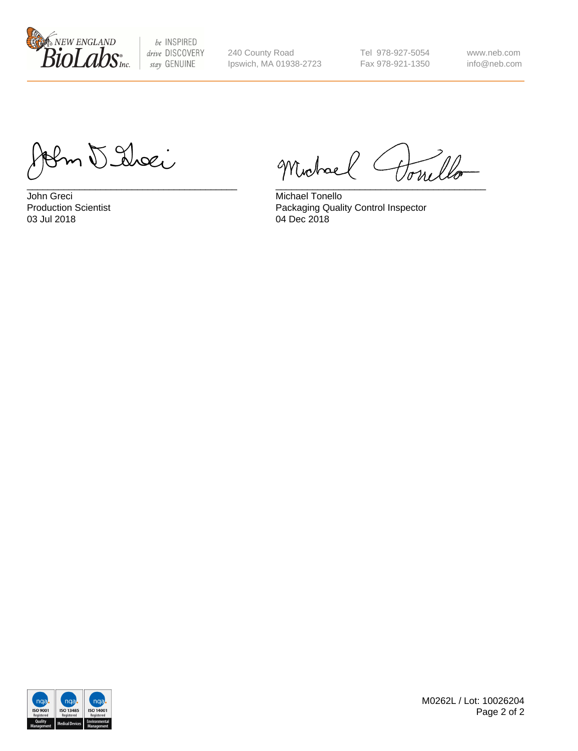John Greci
Production Scientist
03 Jul 2018

Michael Tonello
Packaging Quality Control Inspector
04 Dec 2018

M0262L / Lot: 10026204